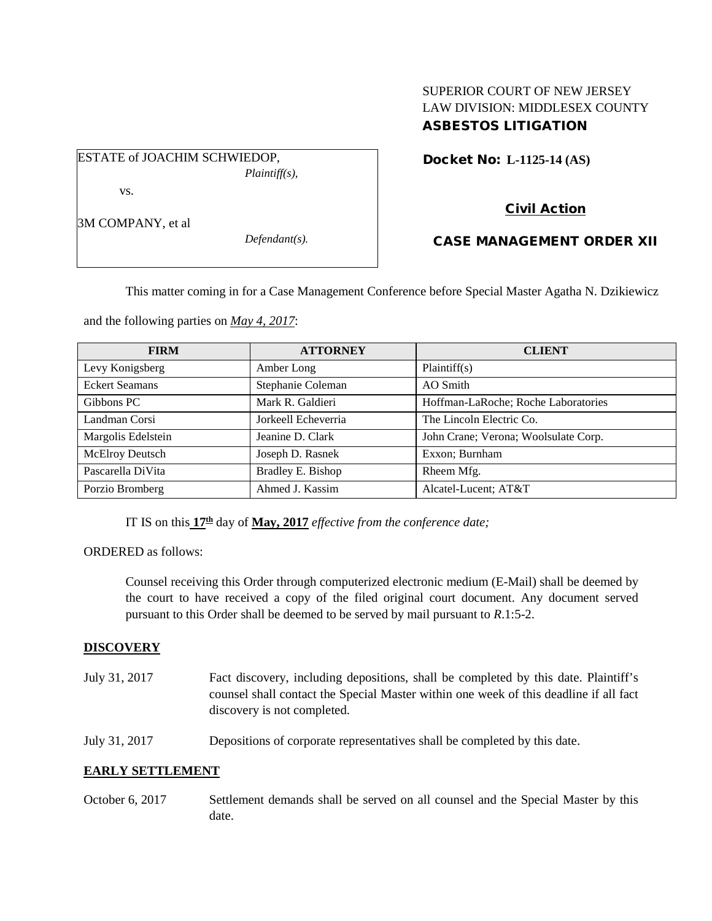SUPERIOR COURT OF NEW JERSEY
LAW DIVISION: MIDDLESEX COUNTY
**ASBESTOS LITIGATION**

ESTATE of JOACHIM SCHWIEDOP,
*Plaintiff(s),*

vs.

3M COMPANY, et al
*Defendant(s).*

**Docket No: L-1125-14 (AS)**

**Civil Action**

**CASE MANAGEMENT ORDER XII**

This matter coming in for a Case Management Conference before Special Master Agatha N. Dzikiewicz and the following parties on *May 4, 2017*:

| FIRM | ATTORNEY | CLIENT |
| --- | --- | --- |
| Levy Konigsberg | Amber Long | Plaintiff(s) |
| Eckert Seamans | Stephanie Coleman | AO Smith |
| Gibbons PC | Mark R. Galdieri | Hoffman-LaRoche; Roche Laboratories |
| Landman Corsi | Jorkeell Echeverria | The Lincoln Electric Co. |
| Margolis Edelstein | Jeanine D. Clark | John Crane; Verona; Woolsulate Corp. |
| McElroy Deutsch | Joseph D. Rasnek | Exxon; Burnham |
| Pascarella DiVita | Bradley E. Bishop | Rheem Mfg. |
| Porzio Bromberg | Ahmed J. Kassim | Alcatel-Lucent; AT&T |

IT IS on this **17th** day of **May, 2017** *effective from the conference date;*

ORDERED as follows:

Counsel receiving this Order through computerized electronic medium (E-Mail) shall be deemed by the court to have received a copy of the filed original court document. Any document served pursuant to this Order shall be deemed to be served by mail pursuant to *R*.1:5-2.

**DISCOVERY**

July 31, 2017 — Fact discovery, including depositions, shall be completed by this date. Plaintiff's counsel shall contact the Special Master within one week of this deadline if all fact discovery is not completed.

July 31, 2017 — Depositions of corporate representatives shall be completed by this date.

**EARLY SETTLEMENT**

October 6, 2017 — Settlement demands shall be served on all counsel and the Special Master by this date.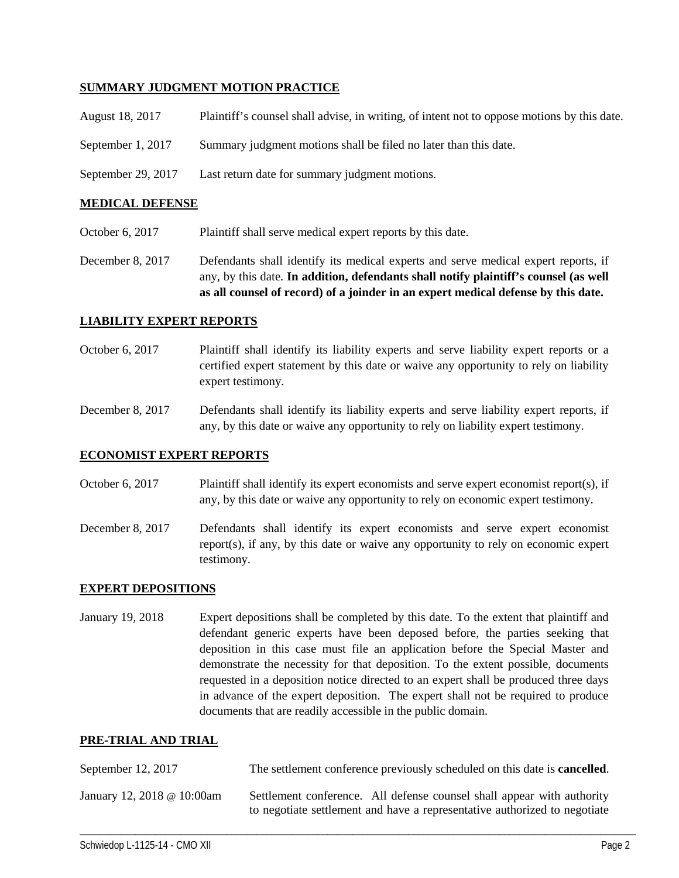## SUMMARY JUDGMENT MOTION PRACTICE

| | |
|---|---|
| August 18, 2017 | Plaintiff's counsel shall advise, in writing, of intent not to oppose motions by this date. |
| September 1, 2017 | Summary judgment motions shall be filed no later than this date. |
| September 29, 2017 | Last return date for summary judgment motions. |

## MEDICAL DEFENSE

| | |
|---|---|
| October 6, 2017 | Plaintiff shall serve medical expert reports by this date. |
| December 8, 2017 | Defendants shall identify its medical experts and serve medical expert reports, if any, by this date. **In addition, defendants shall notify plaintiff's counsel (as well as all counsel of record) of a joinder in an expert medical defense by this date.** |

## LIABILITY EXPERT REPORTS

| | |
|---|---|
| October 6, 2017 | Plaintiff shall identify its liability experts and serve liability expert reports or a certified expert statement by this date or waive any opportunity to rely on liability expert testimony. |
| December 8, 2017 | Defendants shall identify its liability experts and serve liability expert reports, if any, by this date or waive any opportunity to rely on liability expert testimony. |

## ECONOMIST EXPERT REPORTS

| | |
|---|---|
| October 6, 2017 | Plaintiff shall identify its expert economists and serve expert economist report(s), if any, by this date or waive any opportunity to rely on economic expert testimony. |
| December 8, 2017 | Defendants shall identify its expert economists and serve expert economist report(s), if any, by this date or waive any opportunity to rely on economic expert testimony. |

## EXPERT DEPOSITIONS

| | |
|---|---|
| January 19, 2018 | Expert depositions shall be completed by this date. To the extent that plaintiff and defendant generic experts have been deposed before, the parties seeking that deposition in this case must file an application before the Special Master and demonstrate the necessity for that deposition. To the extent possible, documents requested in a deposition notice directed to an expert shall be produced three days in advance of the expert deposition. The expert shall not be required to produce documents that are readily accessible in the public domain. |

## PRE-TRIAL AND TRIAL

| | |
|---|---|
| September 12, 2017 | The settlement conference previously scheduled on this date is **cancelled**. |
| January 12, 2018 @ 10:00am | Settlement conference. All defense counsel shall appear with authority to negotiate settlement and have a representative authorized to negotiate |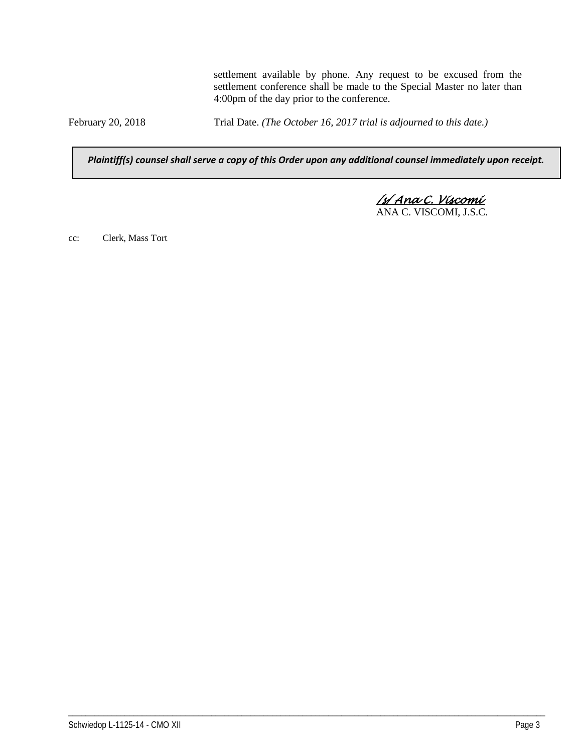| | |
|---|---|
| | settlement available by phone. Any request to be excused from the settlement conference shall be made to the Special Master no later than 4:00pm of the day prior to the conference. |
| February 20, 2018 | Trial Date. *(The October 16, 2017 trial is adjourned to this date.)* |

***Plaintiff(s) counsel shall serve a copy of this Order upon any additional counsel immediately upon receipt.***

*/s/ Ana C. Viscomi*
ANA C. VISCOMI, J.S.C.

cc: Clerk, Mass Tort